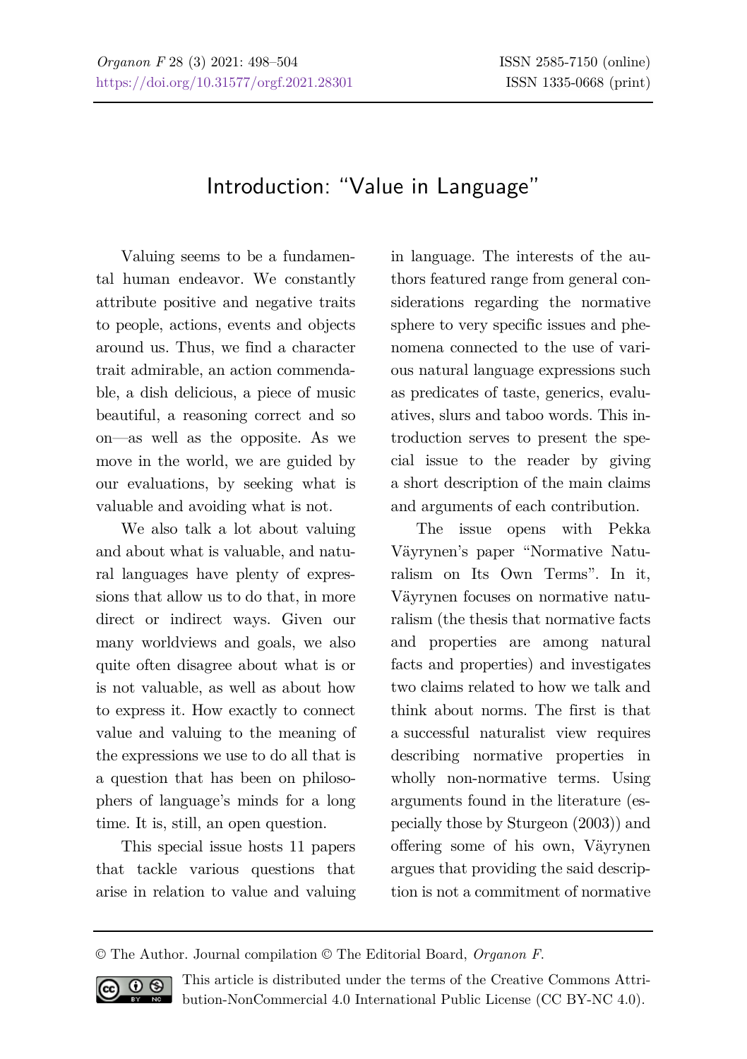# Introduction: "Value in Language"

Valuing seems to be a fundamental human endeavor. We constantly attribute positive and negative traits to people, actions, events and objects around us. Thus, we find a character trait admirable, an action commendable, a dish delicious, a piece of music beautiful, a reasoning correct and so on—as well as the opposite. As we move in the world, we are guided by our evaluations, by seeking what is valuable and avoiding what is not.

We also talk a lot about valuing and about what is valuable, and natural languages have plenty of expressions that allow us to do that, in more direct or indirect ways. Given our many worldviews and goals, we also quite often disagree about what is or is not valuable, as well as about how to express it. How exactly to connect value and valuing to the meaning of the expressions we use to do all that is a question that has been on philosophers of language's minds for a long time. It is, still, an open question.

This special issue hosts 11 papers that tackle various questions that arise in relation to value and valuing in language. The interests of the authors featured range from general considerations regarding the normative sphere to very specific issues and phenomena connected to the use of various natural language expressions such as predicates of taste, generics, evaluatives, slurs and taboo words. This introduction serves to present the special issue to the reader by giving a short description of the main claims and arguments of each contribution.

The issue opens with Pekka Väyrynen's paper "Normative Naturalism on Its Own Terms". In it, Väyrynen focuses on normative naturalism (the thesis that normative facts and properties are among natural facts and properties) and investigates two claims related to how we talk and think about norms. The first is that a successful naturalist view requires describing normative properties in wholly non-normative terms. Using arguments found in the literature (especially those by Sturgeon (2003)) and offering some of his own, Väyrynen argues that providing the said description is not a commitment of normative

© The Author. Journal compilation © The Editorial Board, *Organon F*.

This article is distributed under the terms of the Creative Commons Attribution-NonCommercial 4.0 International Public License (CC BY-NC 4.0).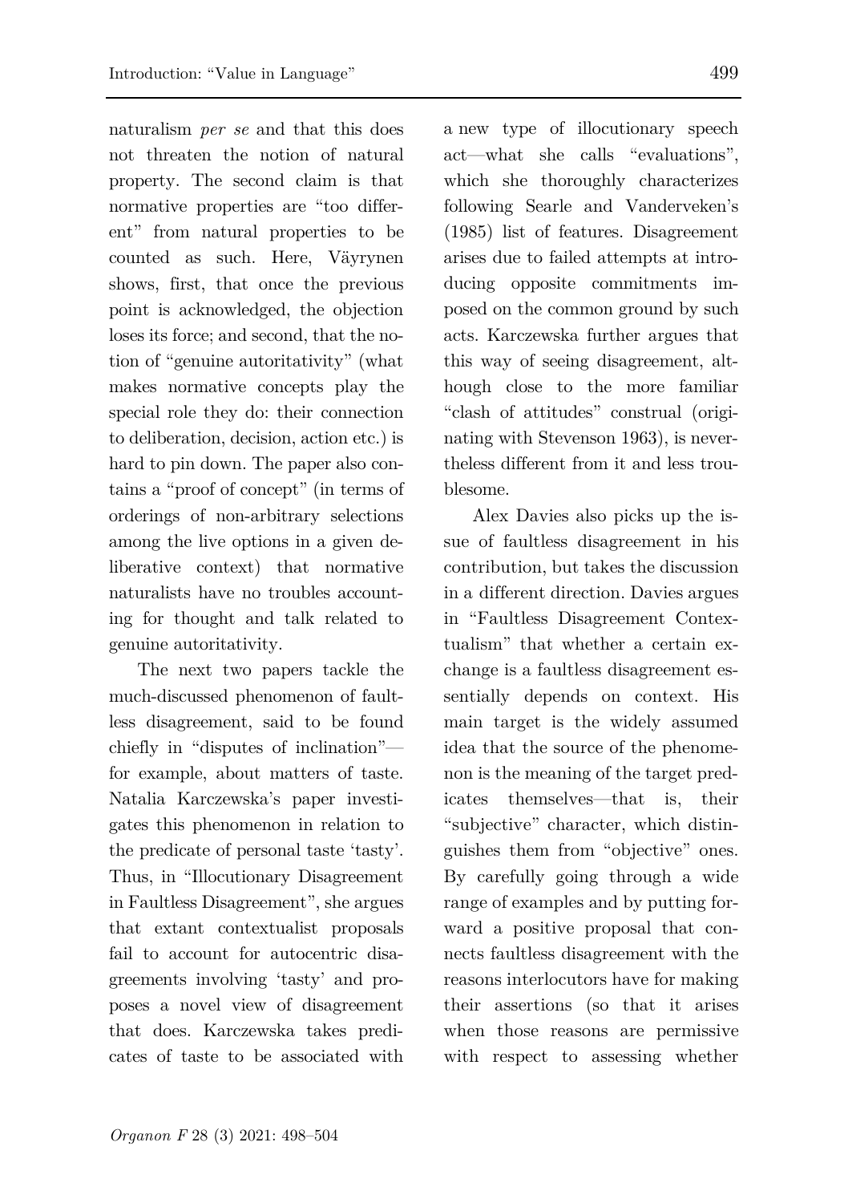naturalism *per se* and that this does not threaten the notion of natural property. The second claim is that normative properties are "too different" from natural properties to be counted as such. Here, Väyrynen shows, first, that once the previous point is acknowledged, the objection loses its force; and second, that the notion of "genuine autoritativity" (what makes normative concepts play the special role they do: their connection to deliberation, decision, action etc.) is hard to pin down. The paper also contains a "proof of concept" (in terms of orderings of non-arbitrary selections among the live options in a given deliberative context) that normative naturalists have no troubles accounting for thought and talk related to genuine autoritativity.

The next two papers tackle the much-discussed phenomenon of faultless disagreement, said to be found chiefly in "disputes of inclination"—for example, about matters of taste. Natalia Karczewska's paper investigates this phenomenon in relation to the predicate of personal taste 'tasty'. Thus, in "Illocutionary Disagreement in Faultless Disagreement", she argues that extant contextualist proposals fail to account for autocentric disagreements involving 'tasty' and proposes a novel view of disagreement that does. Karczewska takes predicates of taste to be associated with a new type of illocutionary speech act—what she calls "evaluations", which she thoroughly characterizes following Searle and Vanderveken's (1985) list of features. Disagreement arises due to failed attempts at introducing opposite commitments imposed on the common ground by such acts. Karczewska further argues that this way of seeing disagreement, although close to the more familiar "clash of attitudes" construal (originating with Stevenson 1963), is nevertheless different from it and less troublesome.

Alex Davies also picks up the issue of faultless disagreement in his contribution, but takes the discussion in a different direction. Davies argues in "Faultless Disagreement Contextualism" that whether a certain exchange is a faultless disagreement essentially depends on context. His main target is the widely assumed idea that the source of the phenomenon is the meaning of the target predicates themselves—that is, their "subjective" character, which distinguishes them from "objective" ones. By carefully going through a wide range of examples and by putting forward a positive proposal that connects faultless disagreement with the reasons interlocutors have for making their assertions (so that it arises when those reasons are permissive with respect to assessing whether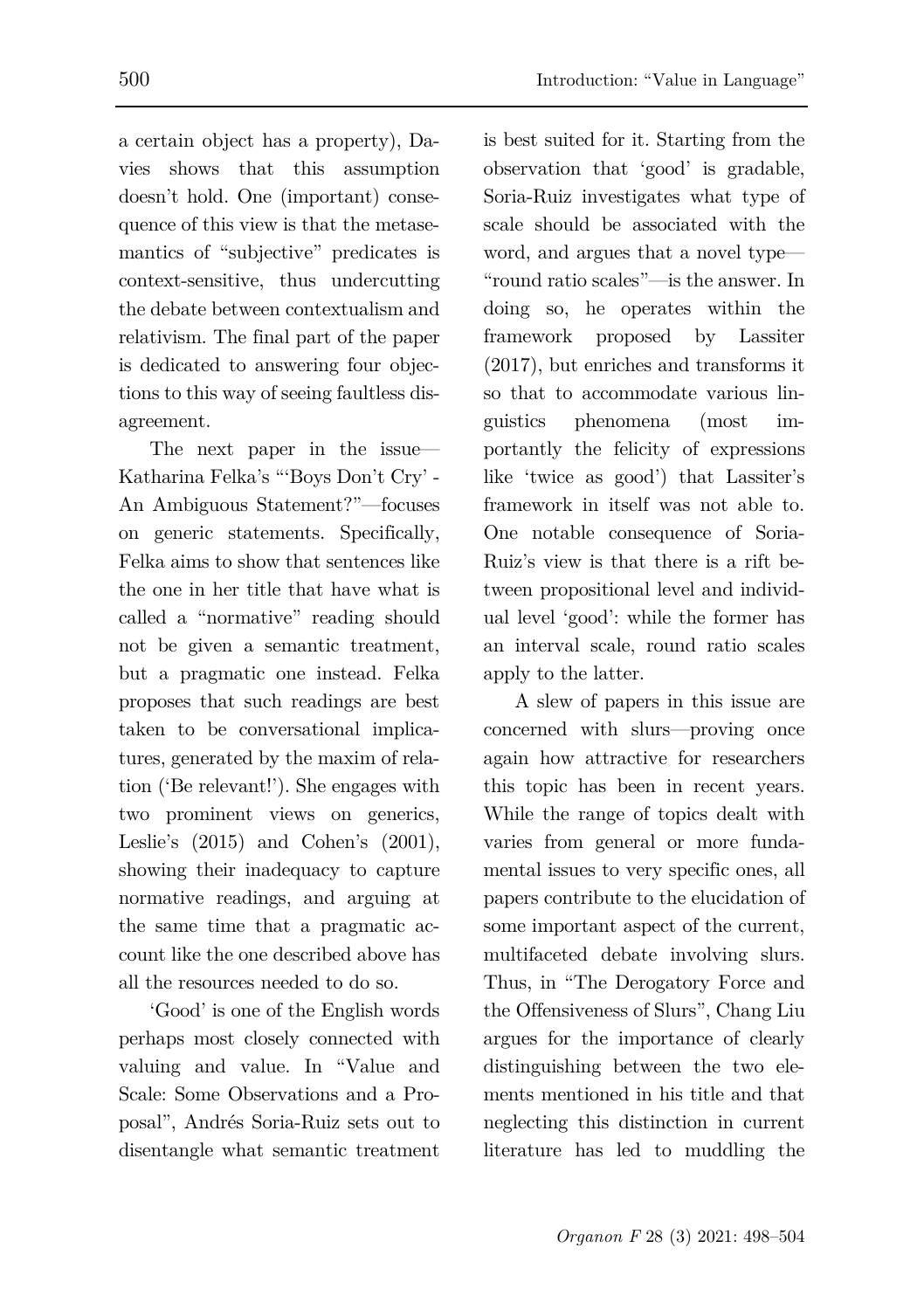a certain object has a property), Davies shows that this assumption doesn't hold. One (important) consequence of this view is that the metasemantics of "subjective" predicates is context-sensitive, thus undercutting the debate between contextualism and relativism. The final part of the paper is dedicated to answering four objections to this way of seeing faultless disagreement.

The next paper in the issue—Katharina Felka's "'Boys Don't Cry' - An Ambiguous Statement?"—focuses on generic statements. Specifically, Felka aims to show that sentences like the one in her title that have what is called a "normative" reading should not be given a semantic treatment, but a pragmatic one instead. Felka proposes that such readings are best taken to be conversational implicatures, generated by the maxim of relation ('Be relevant!'). She engages with two prominent views on generics, Leslie's (2015) and Cohen's (2001), showing their inadequacy to capture normative readings, and arguing at the same time that a pragmatic account like the one described above has all the resources needed to do so.

'Good' is one of the English words perhaps most closely connected with valuing and value. In "Value and Scale: Some Observations and a Proposal", Andrés Soria-Ruiz sets out to disentangle what semantic treatment is best suited for it. Starting from the observation that 'good' is gradable, Soria-Ruiz investigates what type of scale should be associated with the word, and argues that a novel type—"round ratio scales"—is the answer. In doing so, he operates within the framework proposed by Lassiter (2017), but enriches and transforms it so that to accommodate various linguistics phenomena (most importantly the felicity of expressions like 'twice as good') that Lassiter's framework in itself was not able to. One notable consequence of Soria-Ruiz's view is that there is a rift between propositional level and individual level 'good': while the former has an interval scale, round ratio scales apply to the latter.

A slew of papers in this issue are concerned with slurs—proving once again how attractive for researchers this topic has been in recent years. While the range of topics dealt with varies from general or more fundamental issues to very specific ones, all papers contribute to the elucidation of some important aspect of the current, multifaceted debate involving slurs. Thus, in "The Derogatory Force and the Offensiveness of Slurs", Chang Liu argues for the importance of clearly distinguishing between the two elements mentioned in his title and that neglecting this distinction in current literature has led to muddling the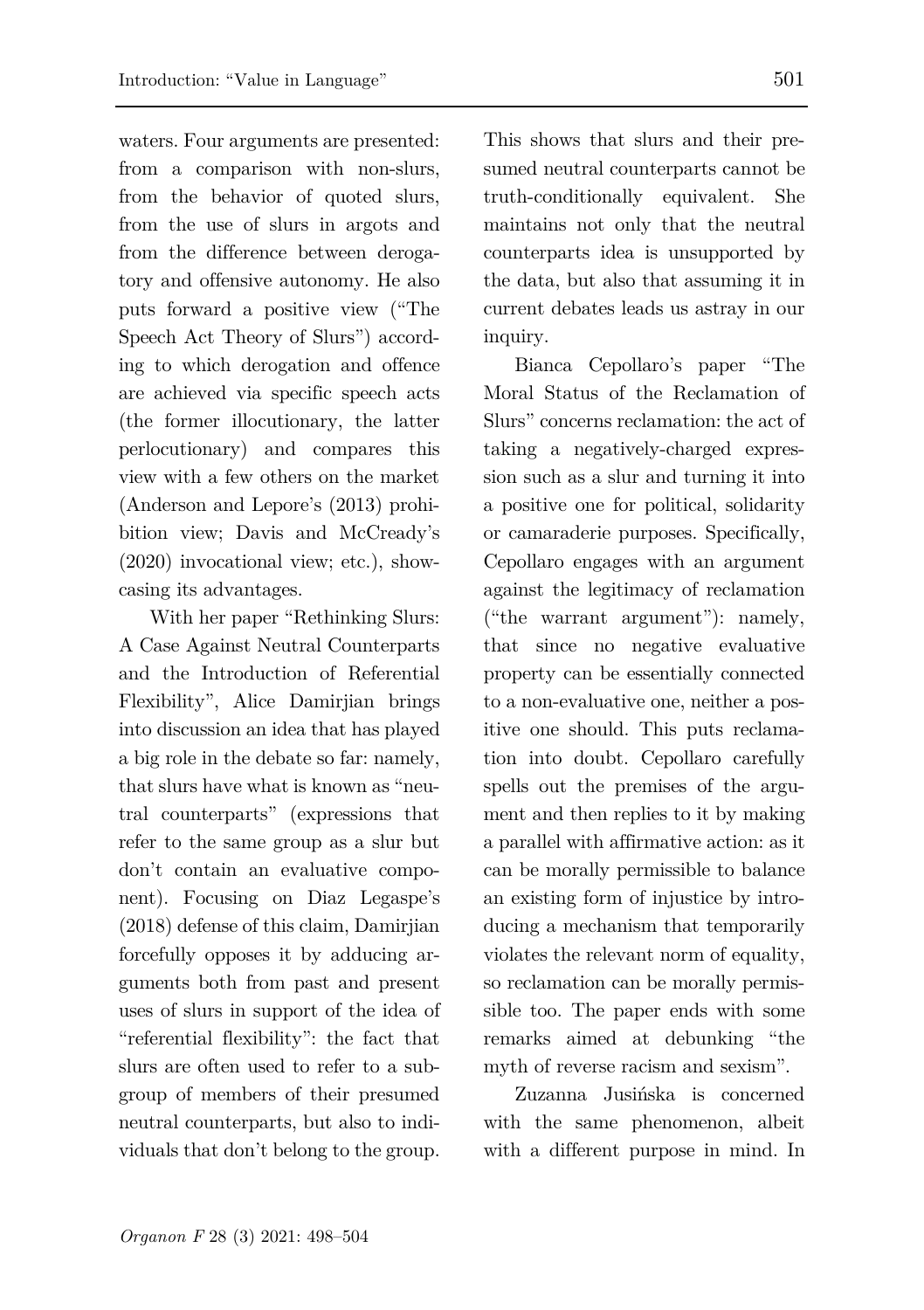waters. Four arguments are presented: from a comparison with non-slurs, from the behavior of quoted slurs, from the use of slurs in argots and from the difference between derogatory and offensive autonomy. He also puts forward a positive view ("The Speech Act Theory of Slurs") according to which derogation and offence are achieved via specific speech acts (the former illocutionary, the latter perlocutionary) and compares this view with a few others on the market (Anderson and Lepore's (2013) prohibition view; Davis and McCready's (2020) invocational view; etc.), showcasing its advantages.

With her paper "Rethinking Slurs: A Case Against Neutral Counterparts and the Introduction of Referential Flexibility", Alice Damirjian brings into discussion an idea that has played a big role in the debate so far: namely, that slurs have what is known as "neutral counterparts" (expressions that refer to the same group as a slur but don't contain an evaluative component). Focusing on Diaz Legaspe's (2018) defense of this claim, Damirjian forcefully opposes it by adducing arguments both from past and present uses of slurs in support of the idea of "referential flexibility": the fact that slurs are often used to refer to a subgroup of members of their presumed neutral counterparts, but also to individuals that don't belong to the group. This shows that slurs and their presumed neutral counterparts cannot be truth-conditionally equivalent. She maintains not only that the neutral counterparts idea is unsupported by the data, but also that assuming it in current debates leads us astray in our inquiry.

Bianca Cepollaro's paper "The Moral Status of the Reclamation of Slurs" concerns reclamation: the act of taking a negatively-charged expression such as a slur and turning it into a positive one for political, solidarity or camaraderie purposes. Specifically, Cepollaro engages with an argument against the legitimacy of reclamation ("the warrant argument"): namely, that since no negative evaluative property can be essentially connected to a non-evaluative one, neither a positive one should. This puts reclamation into doubt. Cepollaro carefully spells out the premises of the argument and then replies to it by making a parallel with affirmative action: as it can be morally permissible to balance an existing form of injustice by introducing a mechanism that temporarily violates the relevant norm of equality, so reclamation can be morally permissible too. The paper ends with some remarks aimed at debunking "the myth of reverse racism and sexism".

Zuzanna Jusińska is concerned with the same phenomenon, albeit with a different purpose in mind. In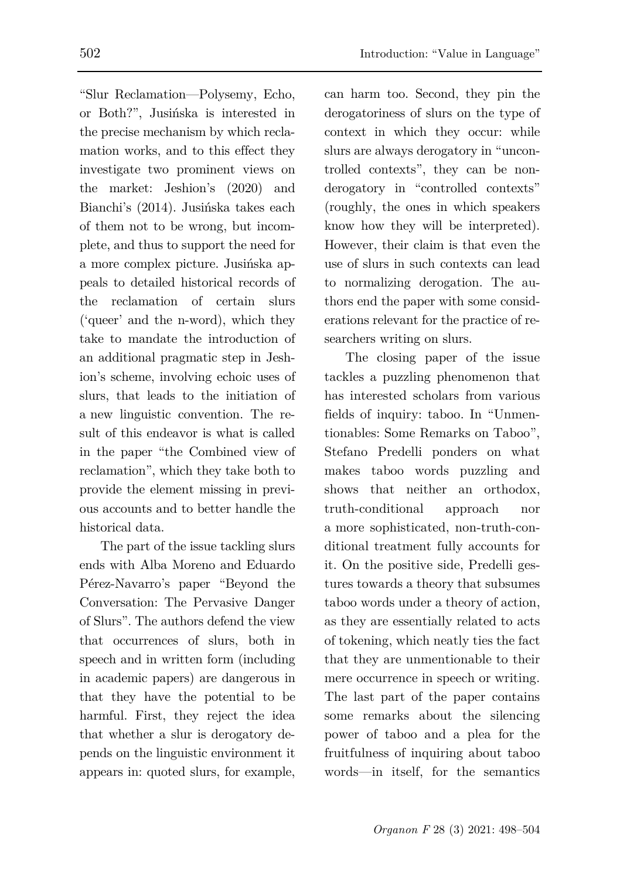"Slur Reclamation—Polysemy, Echo, or Both?", Jusińska is interested in the precise mechanism by which reclamation works, and to this effect they investigate two prominent views on the market: Jeshion's (2020) and Bianchi's (2014). Jusińska takes each of them not to be wrong, but incomplete, and thus to support the need for a more complex picture. Jusińska appeals to detailed historical records of the reclamation of certain slurs ('queer' and the n-word), which they take to mandate the introduction of an additional pragmatic step in Jeshion's scheme, involving echoic uses of slurs, that leads to the initiation of a new linguistic convention. The result of this endeavor is what is called in the paper "the Combined view of reclamation", which they take both to provide the element missing in previous accounts and to better handle the historical data.

The part of the issue tackling slurs ends with Alba Moreno and Eduardo Pérez-Navarro's paper "Beyond the Conversation: The Pervasive Danger of Slurs". The authors defend the view that occurrences of slurs, both in speech and in written form (including in academic papers) are dangerous in that they have the potential to be harmful. First, they reject the idea that whether a slur is derogatory depends on the linguistic environment it appears in: quoted slurs, for example, can harm too. Second, they pin the derogatoriness of slurs on the type of context in which they occur: while slurs are always derogatory in "uncontrolled contexts", they can be non-derogatory in "controlled contexts" (roughly, the ones in which speakers know how they will be interpreted). However, their claim is that even the use of slurs in such contexts can lead to normalizing derogation. The authors end the paper with some considerations relevant for the practice of researchers writing on slurs.

The closing paper of the issue tackles a puzzling phenomenon that has interested scholars from various fields of inquiry: taboo. In "Unmentionables: Some Remarks on Taboo", Stefano Predelli ponders on what makes taboo words puzzling and shows that neither an orthodox, truth-conditional approach nor a more sophisticated, non-truth-conditional treatment fully accounts for it. On the positive side, Predelli gestures towards a theory that subsumes taboo words under a theory of action, as they are essentially related to acts of tokening, which neatly ties the fact that they are unmentionable to their mere occurrence in speech or writing. The last part of the paper contains some remarks about the silencing power of taboo and a plea for the fruitfulness of inquiring about taboo words—in itself, for the semantics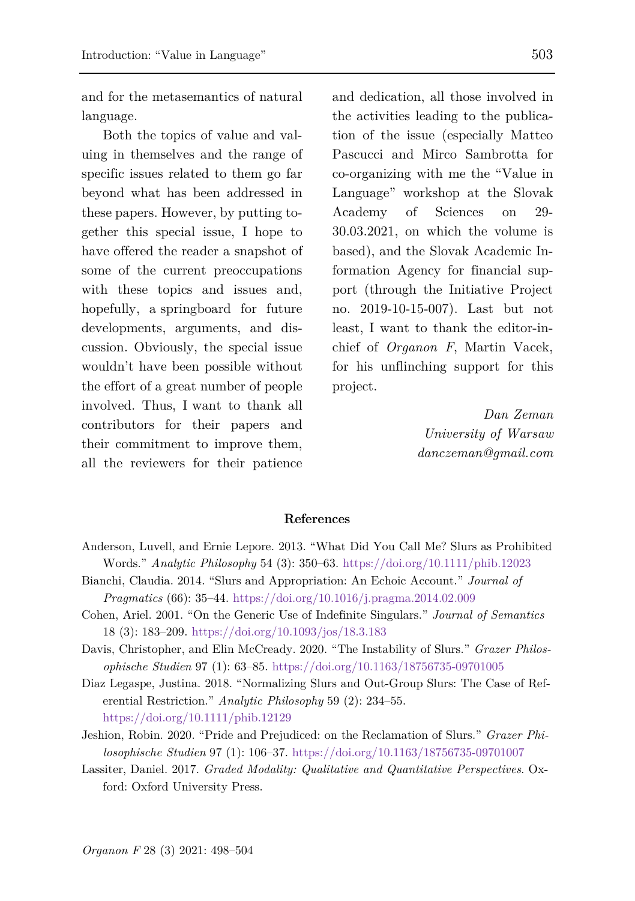and for the metasemantics of natural language.

Both the topics of value and valuing in themselves and the range of specific issues related to them go far beyond what has been addressed in these papers. However, by putting together this special issue, I hope to have offered the reader a snapshot of some of the current preoccupations with these topics and issues and, hopefully, a springboard for future developments, arguments, and discussion. Obviously, the special issue wouldn't have been possible without the effort of a great number of people involved. Thus, I want to thank all contributors for their papers and their commitment to improve them, all the reviewers for their patience and dedication, all those involved in the activities leading to the publication of the issue (especially Matteo Pascucci and Mirco Sambrotta for co-organizing with me the "Value in Language" workshop at the Slovak Academy of Sciences on 29-30.03.2021, on which the volume is based), and the Slovak Academic Information Agency for financial support (through the Initiative Project no. 2019-10-15-007). Last but not least, I want to thank the editor-in-chief of *Organon F*, Martin Vacek, for his unflinching support for this project.

*Dan Zeman*
*University of Warsaw*
*danczeman@gmail.com*

## References

Anderson, Luvell, and Ernie Lepore. 2013. "What Did You Call Me? Slurs as Prohibited Words." *Analytic Philosophy* 54 (3): 350–63. https://doi.org/10.1111/phib.12023

Bianchi, Claudia. 2014. "Slurs and Appropriation: An Echoic Account." *Journal of Pragmatics* (66): 35–44. https://doi.org/10.1016/j.pragma.2014.02.009

Cohen, Ariel. 2001. "On the Generic Use of Indefinite Singulars." *Journal of Semantics* 18 (3): 183–209. https://doi.org/10.1093/jos/18.3.183

Davis, Christopher, and Elin McCready. 2020. "The Instability of Slurs." *Grazer Philosophische Studien* 97 (1): 63–85. https://doi.org/10.1163/18756735-09701005

Diaz Legaspe, Justina. 2018. "Normalizing Slurs and Out-Group Slurs: The Case of Referential Restriction." *Analytic Philosophy* 59 (2): 234–55. https://doi.org/10.1111/phib.12129

Jeshion, Robin. 2020. "Pride and Prejudiced: on the Reclamation of Slurs." *Grazer Philosophische Studien* 97 (1): 106–37. https://doi.org/10.1163/18756735-09701007

Lassiter, Daniel. 2017. *Graded Modality: Qualitative and Quantitative Perspectives*. Oxford: Oxford University Press.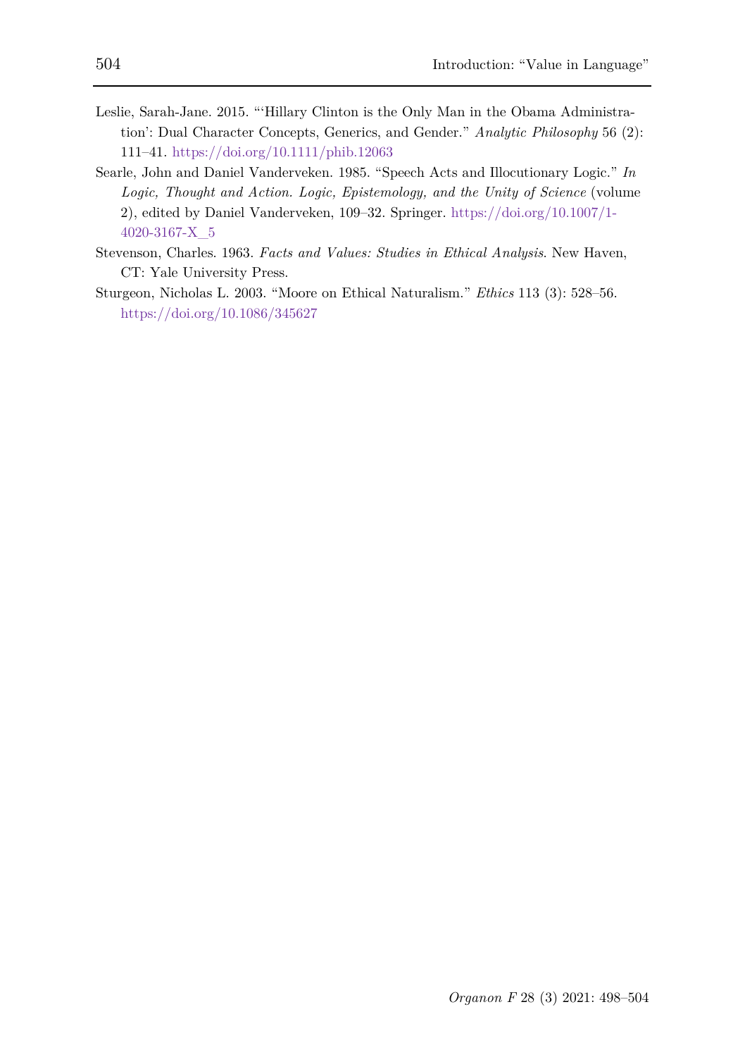Leslie, Sarah-Jane. 2015. "'Hillary Clinton is the Only Man in the Obama Administration': Dual Character Concepts, Generics, and Gender." *Analytic Philosophy* 56 (2): 111–41. https://doi.org/10.1111/phib.12063

Searle, John and Daniel Vanderveken. 1985. "Speech Acts and Illocutionary Logic." *In Logic, Thought and Action. Logic, Epistemology, and the Unity of Science* (volume 2), edited by Daniel Vanderveken, 109–32. Springer. https://doi.org/10.1007/1-4020-3167-X_5

Stevenson, Charles. 1963. *Facts and Values: Studies in Ethical Analysis*. New Haven, CT: Yale University Press.

Sturgeon, Nicholas L. 2003. "Moore on Ethical Naturalism." *Ethics* 113 (3): 528–56. https://doi.org/10.1086/345627